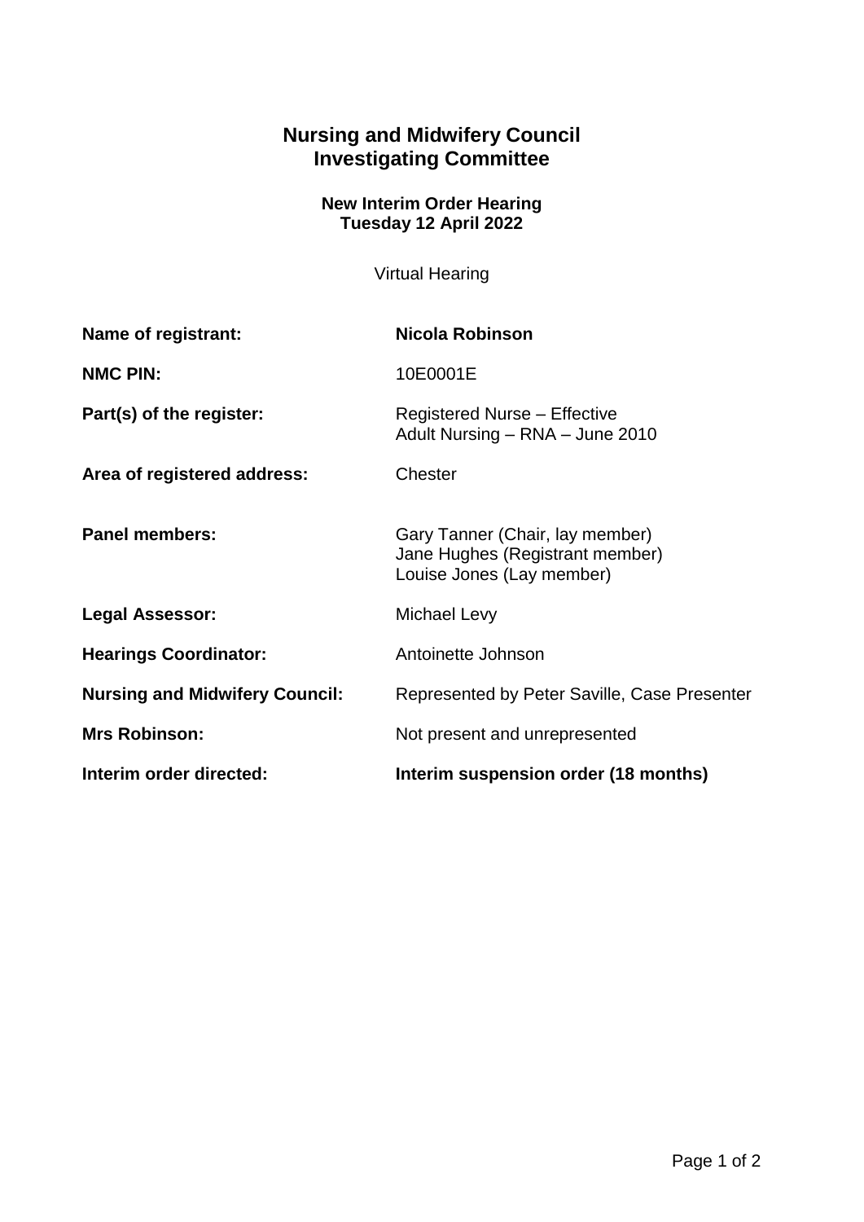# Nursing and Midwifery Council
# Investigating Committee

**New Interim Order Hearing**
**Tuesday 12 April 2022**

Virtual Hearing

| | |
|---|---|
| **Name of registrant:** | **Nicola Robinson** |
| **NMC PIN:** | 10E0001E |
| **Part(s) of the register:** | Registered Nurse – Effective<br>Adult Nursing – RNA – June 2010 |
| **Area of registered address:** | Chester |
| **Panel members:** | Gary Tanner (Chair, lay member)<br>Jane Hughes (Registrant member)<br>Louise Jones (Lay member) |
| **Legal Assessor:** | Michael Levy |
| **Hearings Coordinator:** | Antoinette Johnson |
| **Nursing and Midwifery Council:** | Represented by Peter Saville, Case Presenter |
| **Mrs Robinson:** | Not present and unrepresented |
| **Interim order directed:** | **Interim suspension order (18 months)** |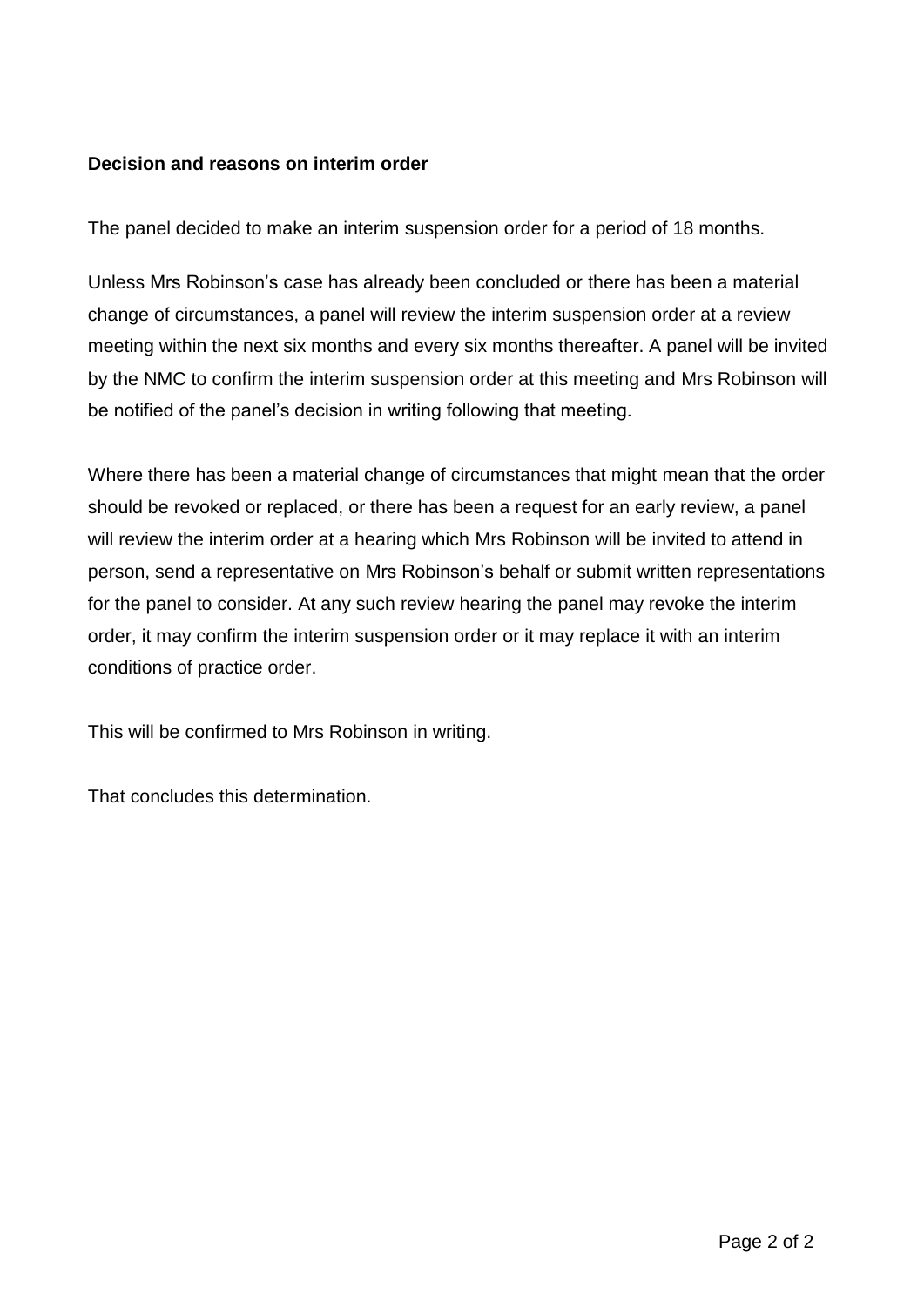**Decision and reasons on interim order**

The panel decided to make an interim suspension order for a period of 18 months.

Unless Mrs Robinson's case has already been concluded or there has been a material change of circumstances, a panel will review the interim suspension order at a review meeting within the next six months and every six months thereafter. A panel will be invited by the NMC to confirm the interim suspension order at this meeting and Mrs Robinson will be notified of the panel's decision in writing following that meeting.

Where there has been a material change of circumstances that might mean that the order should be revoked or replaced, or there has been a request for an early review, a panel will review the interim order at a hearing which Mrs Robinson will be invited to attend in person, send a representative on Mrs Robinson's behalf or submit written representations for the panel to consider. At any such review hearing the panel may revoke the interim order, it may confirm the interim suspension order or it may replace it with an interim conditions of practice order.

This will be confirmed to Mrs Robinson in writing.

That concludes this determination.